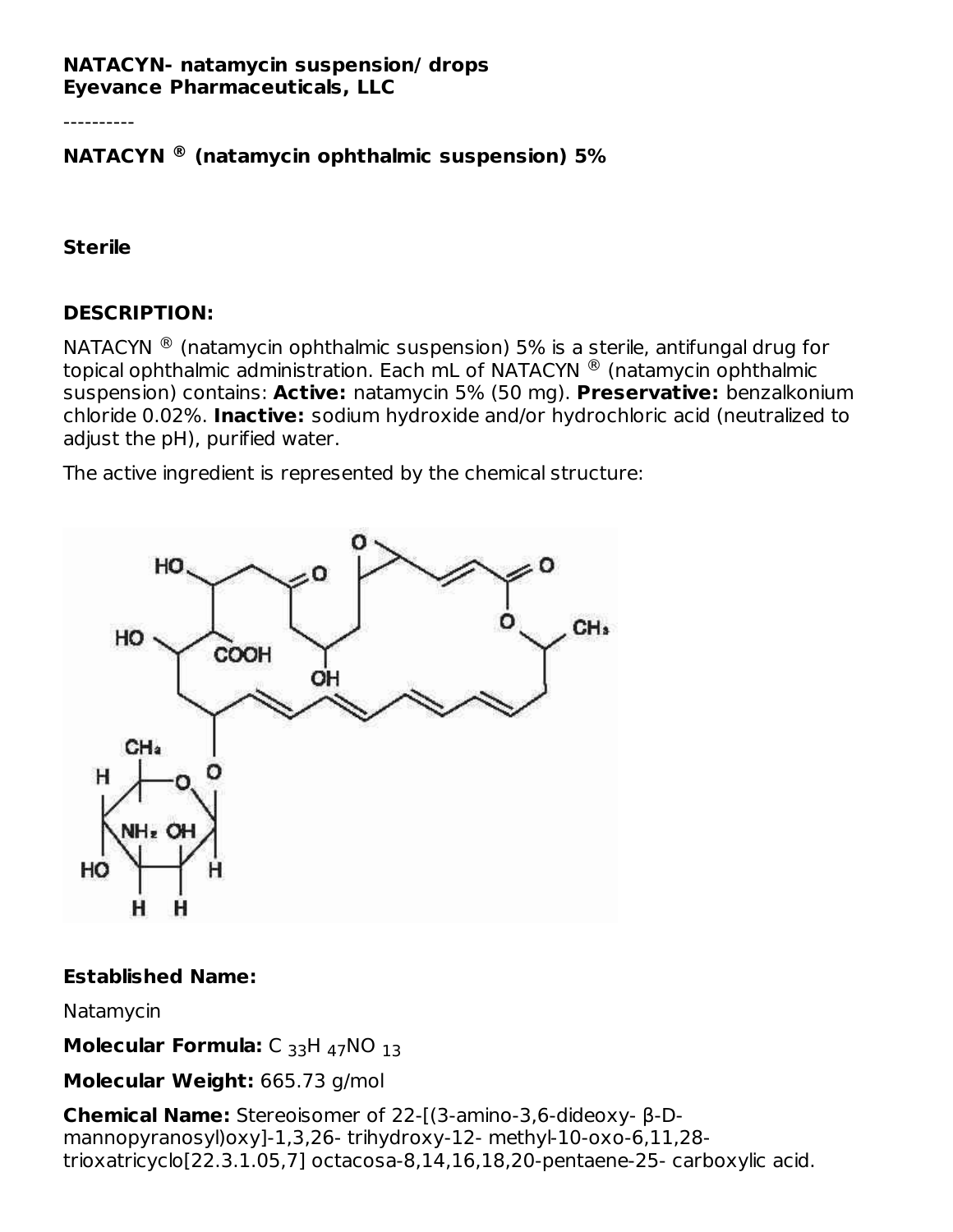**NATACYN- natamycin suspension/ drops**
**Eyevance Pharmaceuticals, LLC**

----------

## NATACYN ® (natamycin ophthalmic suspension) 5%

**Sterile**

## DESCRIPTION:

NATACYN ® (natamycin ophthalmic suspension) 5% is a sterile, antifungal drug for topical ophthalmic administration. Each mL of NATACYN ® (natamycin ophthalmic suspension) contains: **Active:** natamycin 5% (50 mg). **Preservative:** benzalkonium chloride 0.02%. **Inactive:** sodium hydroxide and/or hydrochloric acid (neutralized to adjust the pH), purified water.

The active ingredient is represented by the chemical structure:

**Established Name:**

Natamycin

**Molecular Formula:** $C_{33}H_{47}NO_{13}$

**Molecular Weight:** 665.73 g/mol

**Chemical Name:** Stereoisomer of 22-[(3-amino-3,6-dideoxy- β-D-mannopyranosyl)oxy]-1,3,26- trihydroxy-12- methyl-10-oxo-6,11,28-trioxatricyclo[22.3.1.05,7] octacosa-8,14,16,18,20-pentaene-25- carboxylic acid.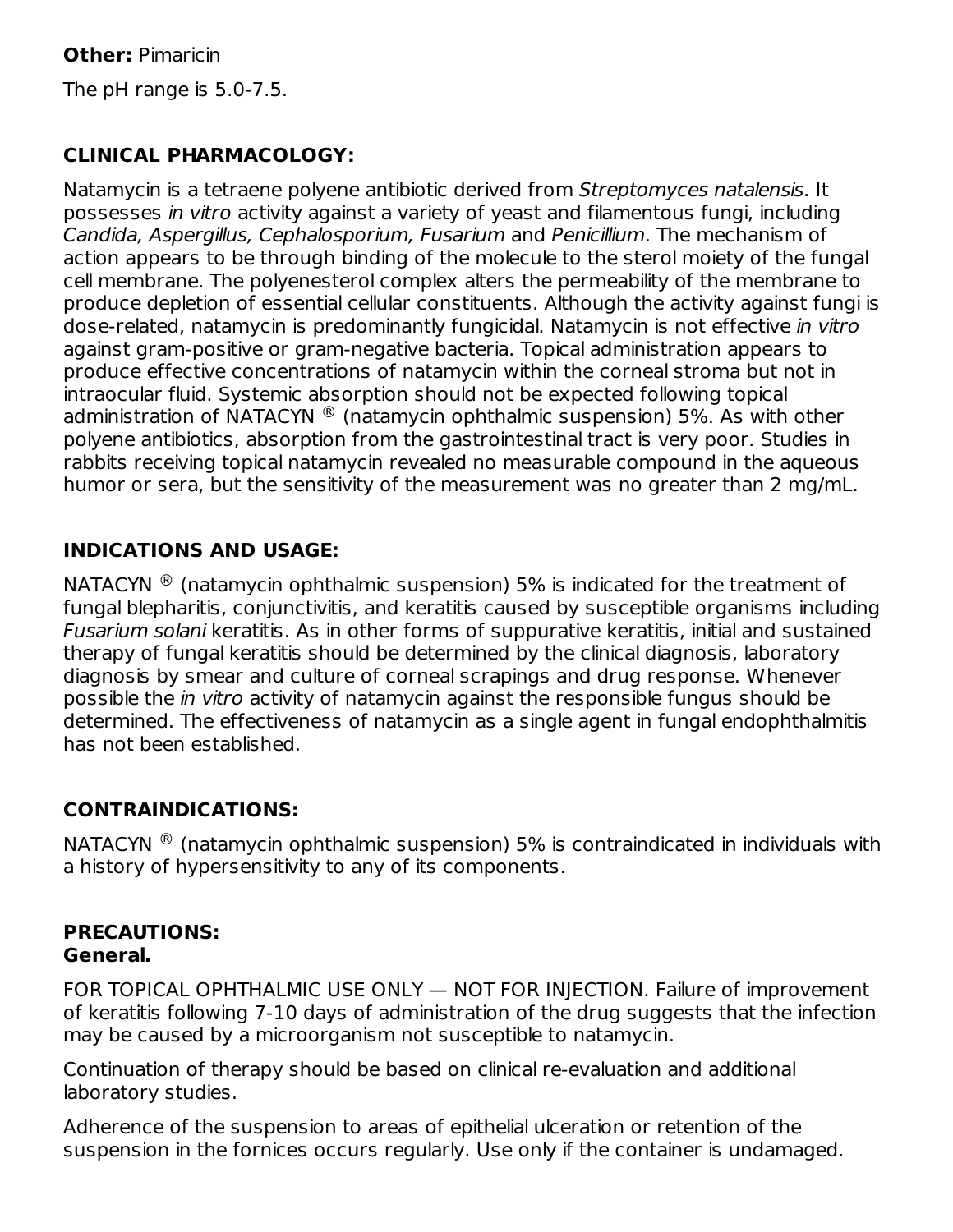**Other:** Pimaricin

The pH range is 5.0-7.5.

## CLINICAL PHARMACOLOGY:

Natamycin is a tetraene polyene antibiotic derived from *Streptomyces natalensis*. It possesses *in vitro* activity against a variety of yeast and filamentous fungi, including *Candida, Aspergillus, Cephalosporium, Fusarium* and *Penicillium*. The mechanism of action appears to be through binding of the molecule to the sterol moiety of the fungal cell membrane. The polyenesterol complex alters the permeability of the membrane to produce depletion of essential cellular constituents. Although the activity against fungi is dose-related, natamycin is predominantly fungicidal. Natamycin is not effective *in vitro* against gram-positive or gram-negative bacteria. Topical administration appears to produce effective concentrations of natamycin within the corneal stroma but not in intraocular fluid. Systemic absorption should not be expected following topical administration of NATACYN ® (natamycin ophthalmic suspension) 5%. As with other polyene antibiotics, absorption from the gastrointestinal tract is very poor. Studies in rabbits receiving topical natamycin revealed no measurable compound in the aqueous humor or sera, but the sensitivity of the measurement was no greater than 2 mg/mL.

## INDICATIONS AND USAGE:

NATACYN ® (natamycin ophthalmic suspension) 5% is indicated for the treatment of fungal blepharitis, conjunctivitis, and keratitis caused by susceptible organisms including *Fusarium solani* keratitis. As in other forms of suppurative keratitis, initial and sustained therapy of fungal keratitis should be determined by the clinical diagnosis, laboratory diagnosis by smear and culture of corneal scrapings and drug response. Whenever possible the *in vitro* activity of natamycin against the responsible fungus should be determined. The effectiveness of natamycin as a single agent in fungal endophthalmitis has not been established.

## CONTRAINDICATIONS:

NATACYN ® (natamycin ophthalmic suspension) 5% is contraindicated in individuals with a history of hypersensitivity to any of its components.

## PRECAUTIONS:

### General.

FOR TOPICAL OPHTHALMIC USE ONLY — NOT FOR INJECTION. Failure of improvement of keratitis following 7-10 days of administration of the drug suggests that the infection may be caused by a microorganism not susceptible to natamycin.

Continuation of therapy should be based on clinical re-evaluation and additional laboratory studies.

Adherence of the suspension to areas of epithelial ulceration or retention of the suspension in the fornices occurs regularly. Use only if the container is undamaged.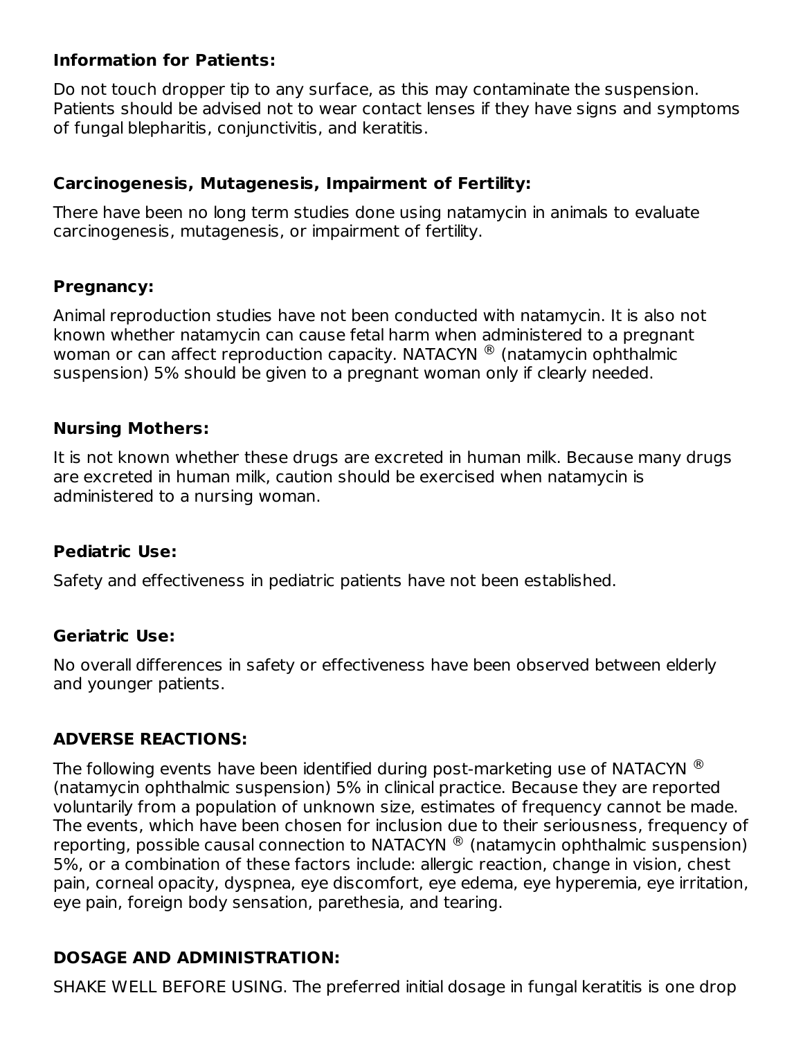**Information for Patients:**

Do not touch dropper tip to any surface, as this may contaminate the suspension. Patients should be advised not to wear contact lenses if they have signs and symptoms of fungal blepharitis, conjunctivitis, and keratitis.

**Carcinogenesis, Mutagenesis, Impairment of Fertility:**

There have been no long term studies done using natamycin in animals to evaluate carcinogenesis, mutagenesis, or impairment of fertility.

**Pregnancy:**

Animal reproduction studies have not been conducted with natamycin. It is also not known whether natamycin can cause fetal harm when administered to a pregnant woman or can affect reproduction capacity. NATACYN ® (natamycin ophthalmic suspension) 5% should be given to a pregnant woman only if clearly needed.

**Nursing Mothers:**

It is not known whether these drugs are excreted in human milk. Because many drugs are excreted in human milk, caution should be exercised when natamycin is administered to a nursing woman.

**Pediatric Use:**

Safety and effectiveness in pediatric patients have not been established.

**Geriatric Use:**

No overall differences in safety or effectiveness have been observed between elderly and younger patients.

## ADVERSE REACTIONS:

The following events have been identified during post-marketing use of NATACYN ® (natamycin ophthalmic suspension) 5% in clinical practice. Because they are reported voluntarily from a population of unknown size, estimates of frequency cannot be made. The events, which have been chosen for inclusion due to their seriousness, frequency of reporting, possible causal connection to NATACYN ® (natamycin ophthalmic suspension) 5%, or a combination of these factors include: allergic reaction, change in vision, chest pain, corneal opacity, dyspnea, eye discomfort, eye edema, eye hyperemia, eye irritation, eye pain, foreign body sensation, parethesia, and tearing.

## DOSAGE AND ADMINISTRATION:

SHAKE WELL BEFORE USING. The preferred initial dosage in fungal keratitis is one drop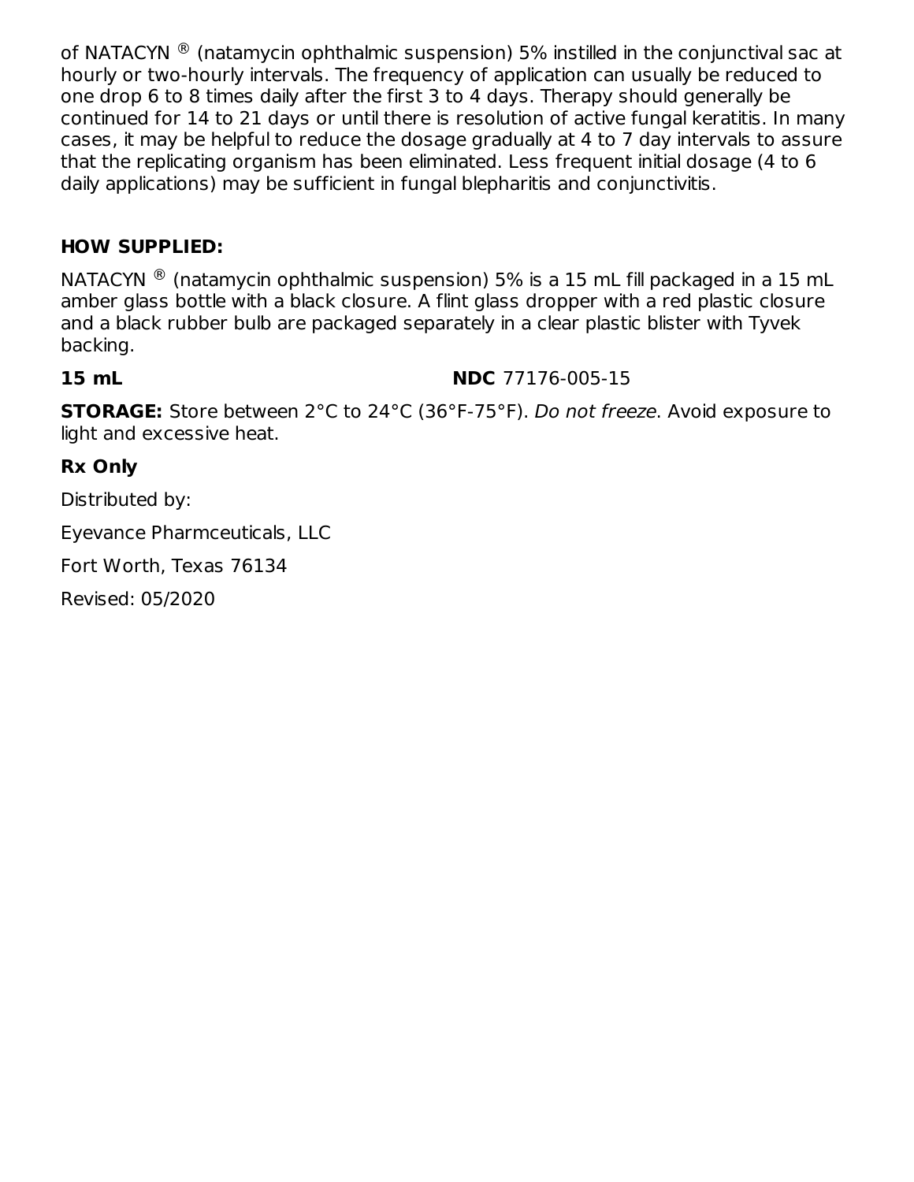of NATACYN ® (natamycin ophthalmic suspension) 5% instilled in the conjunctival sac at hourly or two-hourly intervals. The frequency of application can usually be reduced to one drop 6 to 8 times daily after the first 3 to 4 days. Therapy should generally be continued for 14 to 21 days or until there is resolution of active fungal keratitis. In many cases, it may be helpful to reduce the dosage gradually at 4 to 7 day intervals to assure that the replicating organism has been eliminated. Less frequent initial dosage (4 to 6 daily applications) may be sufficient in fungal blepharitis and conjunctivitis.

## HOW SUPPLIED:

NATACYN ® (natamycin ophthalmic suspension) 5% is a 15 mL fill packaged in a 15 mL amber glass bottle with a black closure. A flint glass dropper with a red plastic closure and a black rubber bulb are packaged separately in a clear plastic blister with Tyvek backing.

**15 mL** **NDC** 77176-005-15

**STORAGE:** Store between 2°C to 24°C (36°F-75°F). *Do not freeze*. Avoid exposure to light and excessive heat.

**Rx Only**

Distributed by:

Eyevance Pharmceuticals, LLC

Fort Worth, Texas 76134

Revised: 05/2020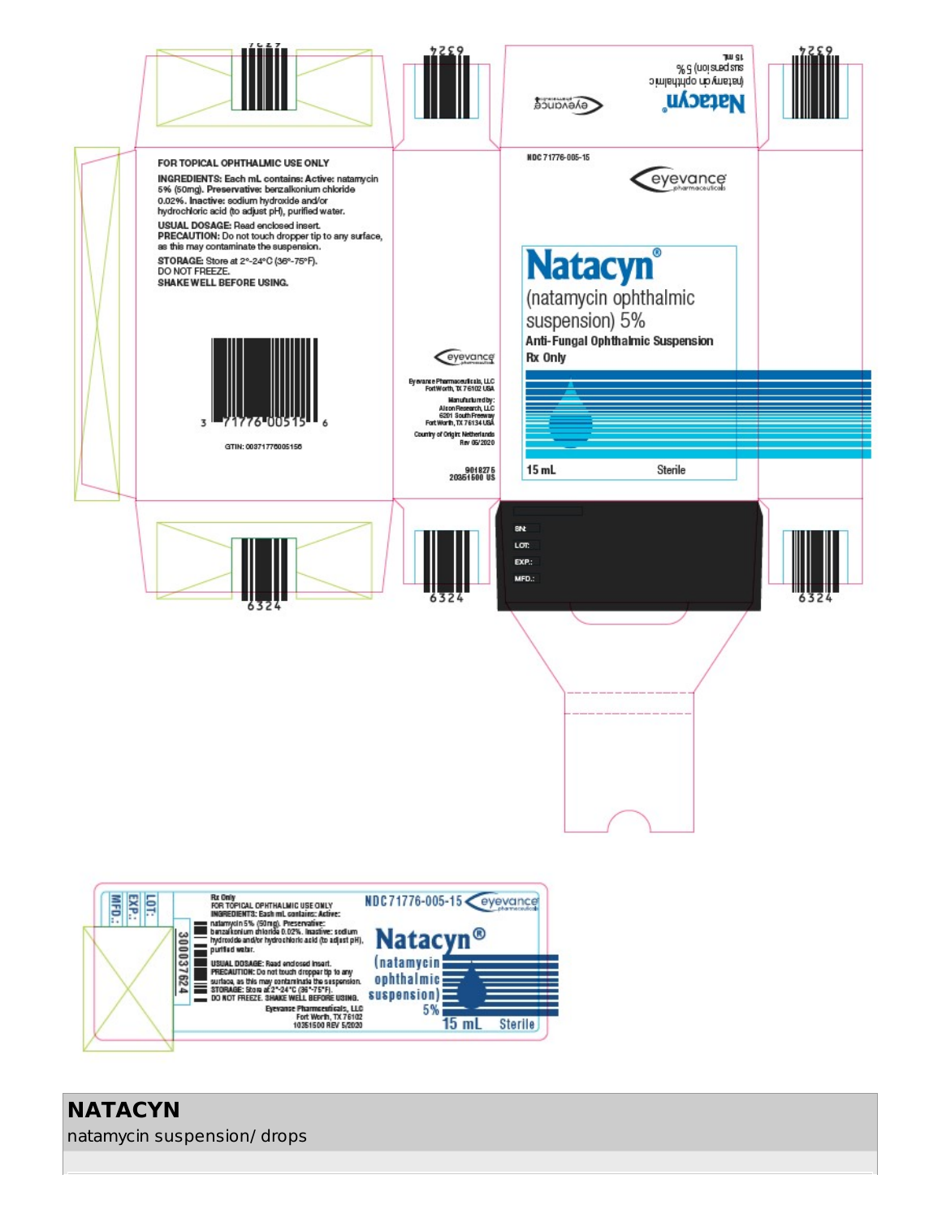FOR TOPICAL OPHTHALMIC USE ONLY

**INGREDIENTS:** Each mL contains: Active: natamycin 5% (50mg). Preservative: benzalkonium chloride 0.02%. Inactive: sodium hydroxide and/or hydrochloric acid (to adjust pH), purified water.

**USUAL DOSAGE:** Read enclosed insert.

**PRECAUTION:** Do not touch dropper tip to any surface, as this may contaminate the suspension.

**STORAGE:** Store at 2°-24°C (36°-75°F).
DO NOT FREEZE.
SHAKE WELL BEFORE USING.

3 71776 00515 6

GTIN: 00371776005156

eyevance pharmaceuticals

Eyevance Pharmaceuticals, LLC
Fort Worth, TX 76102 USA

Manufactured by:
Alcon Research, LLC
6201 South Freeway
Fort Worth, TX 76134 USA

Country of Origin: Netherlands
Rev 05/2020

9018275
20351500 US

NDC 71776-005-15

eyevance pharmaceuticals

**Natacyn®**
(natamycin ophthalmic suspension) 5%

**Anti-Fungal Ophthalmic Suspension**

**Rx Only**

15 mL Sterile

SN:
LOT:
EXP.:
MFD.:

6324

---

MFD.:
EXP.:
LOT:

300037624

Rx Only
FOR TOPICAL OPHTHALMIC USE ONLY
INGREDIENTS: Each mL contains: Active: natamycin 5% (50mg). Preservative: benzalkonium chloride 0.02%. Inactive: sodium hydroxide and/or hydrochloric acid (to adjust pH), purified water.
USUAL DOSAGE: Read enclosed insert.
PRECAUTION: Do not touch dropper tip to any surface, as this may contaminate the suspension.
STORAGE: Store at 2°-24°C (36°-75°F).
DO NOT FREEZE. SHAKE WELL BEFORE USING.
Eyevance Pharmaceuticals, LLC
Fort Worth, TX 76102
10351500 REV 5/2020

NDC 71776-005-15 eyevance pharmaceuticals

**Natacyn®**
(natamycin ophthalmic suspension) 5%

15 mL Sterile

## NATACYN

natamycin suspension/ drops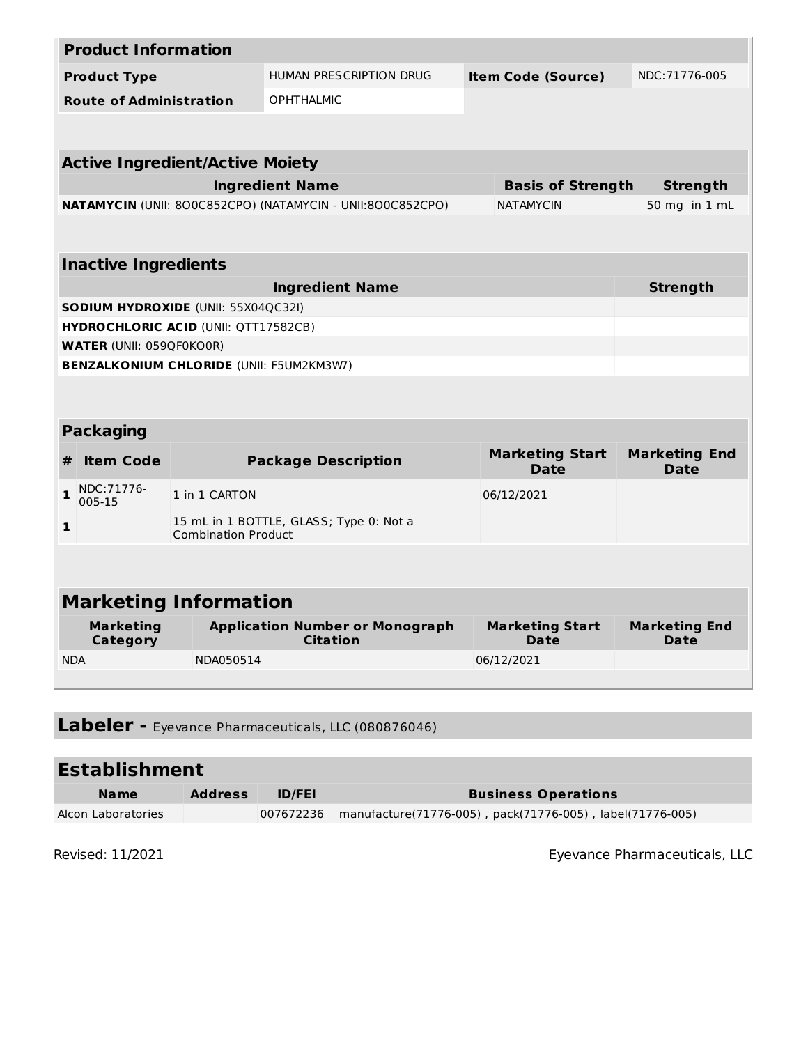## Product Information

| | | | |
|---|---|---|---|
| **Product Type** | HUMAN PRESCRIPTION DRUG | **Item Code (Source)** | NDC:71776-005 |
| **Route of Administration** | OPHTHALMIC | | |

## Active Ingredient/Active Moiety

| Ingredient Name | Basis of Strength | Strength |
|---|---|---|
| **NATAMYCIN** (UNII: 8O0C852CPO) (NATAMYCIN - UNII:8O0C852CPO) | NATAMYCIN | 50 mg in 1 mL |

## Inactive Ingredients

| Ingredient Name | Strength |
|---|---|
| **SODIUM HYDROXIDE** (UNII: 55X04QC32I) | |
| **HYDROCHLORIC ACID** (UNII: QTT17582CB) | |
| **WATER** (UNII: 059QF0KO0R) | |
| **BENZALKONIUM CHLORIDE** (UNII: F5UM2KM3W7) | |

## Packaging

| # | Item Code | Package Description | Marketing Start Date | Marketing End Date |
|---|---|---|---|---|
| 1 | NDC:71776-005-15 | 1 in 1 CARTON | 06/12/2021 | |
| 1 | | 15 mL in 1 BOTTLE, GLASS; Type 0: Not a Combination Product | | |

## Marketing Information

| Marketing Category | Application Number or Monograph Citation | Marketing Start Date | Marketing End Date |
|---|---|---|---|
| NDA | NDA050514 | 06/12/2021 | |

## Labeler - Eyevance Pharmaceuticals, LLC (080876046)

## Establishment

| Name | Address | ID/FEI | Business Operations |
|---|---|---|---|
| Alcon Laboratories | | 007672236 | manufacture(71776-005) , pack(71776-005) , label(71776-005) |

Revised: 11/2021

Eyevance Pharmaceuticals, LLC